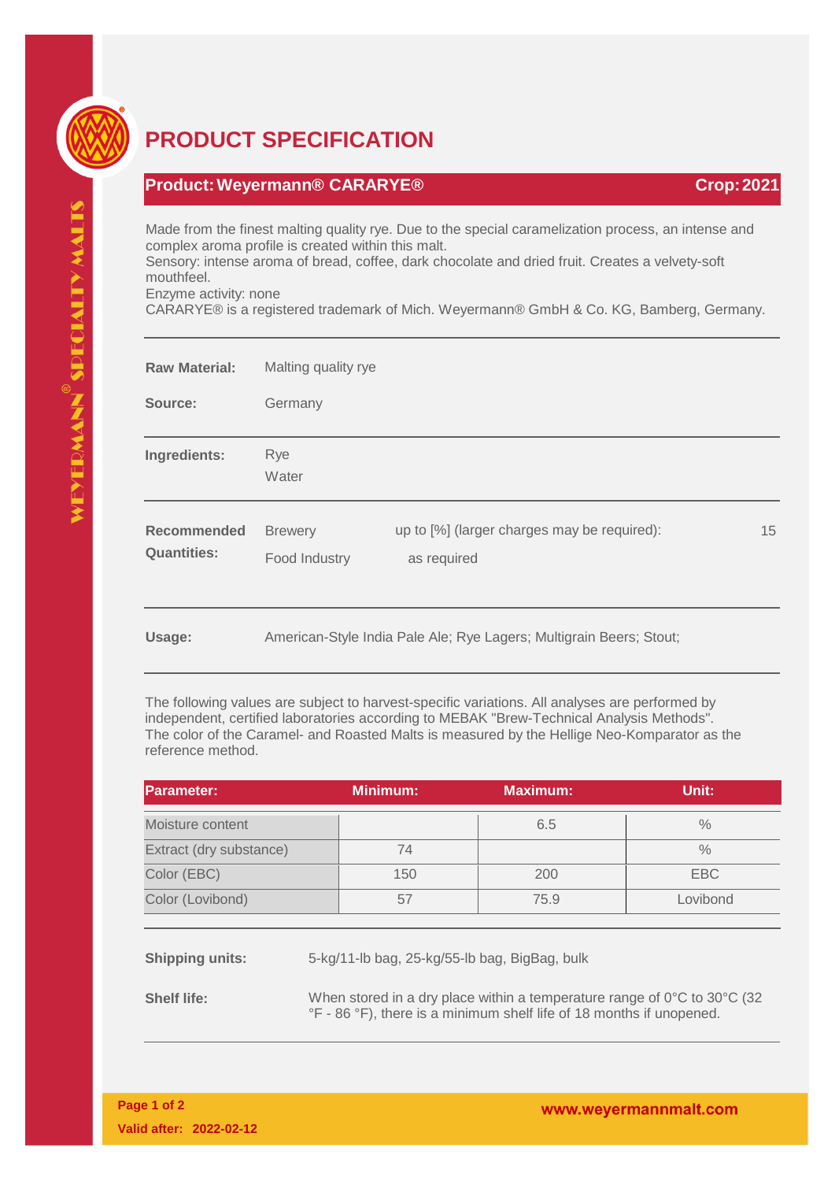# PRODUCT SPECIFICATION

## Product: Weyermann® CARARYE® — Crop: 2021

Made from the finest malting quality rye. Due to the special caramelization process, an intense and complex aroma profile is created within this malt.
Sensory: intense aroma of bread, coffee, dark chocolate and dried fruit. Creates a velvety-soft mouthfeel.
Enzyme activity: none
CARARYE® is a registered trademark of Mich. Weyermann® GmbH & Co. KG, Bamberg, Germany.

---

**Raw Material:** Malting quality rye

**Source:** Germany

---

**Ingredients:** Rye
Water

---

**Recommended Quantities:**

| | | |
|---|---|---|
| Brewery | up to [%] (larger charges may be required): | 15 |
| Food Industry | as required | |

---

**Usage:** American-Style India Pale Ale; Rye Lagers; Multigrain Beers; Stout;

---

The following values are subject to harvest-specific variations. All analyses are performed by independent, certified laboratories according to MEBAK "Brew-Technical Analysis Methods". The color of the Caramel- and Roasted Malts is measured by the Hellige Neo-Komparator as the reference method.

| Parameter: | Minimum: | Maximum: | Unit: |
|---|---|---|---|
| Moisture content | | 6.5 | % |
| Extract (dry substance) | 74 | | % |
| Color (EBC) | 150 | 200 | EBC |
| Color (Lovibond) | 57 | 75.9 | Lovibond |

---

**Shipping units:** 5-kg/11-lb bag, 25-kg/55-lb bag, BigBag, bulk

**Shelf life:** When stored in a dry place within a temperature range of 0°C to 30°C (32 °F - 86 °F), there is a minimum shelf life of 18 months if unopened.

---

Valid after: 2022-02-12

www.weyermannmalt.com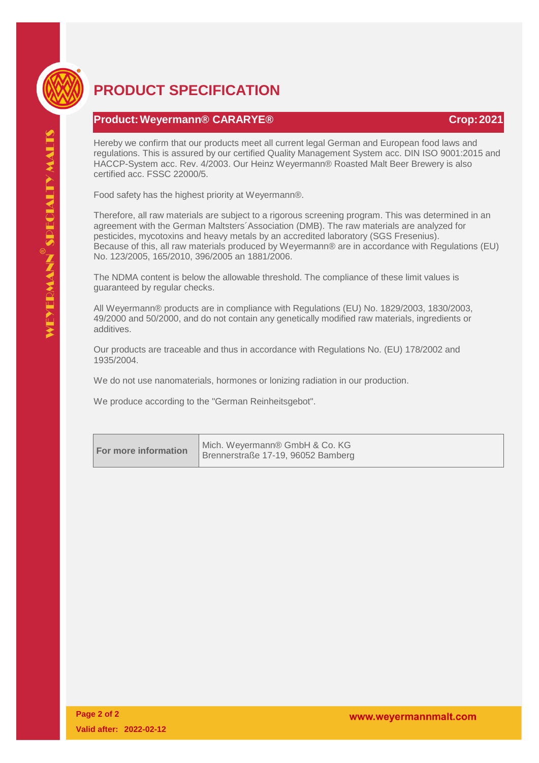# PRODUCT SPECIFICATION

**Product: Weyermann® CARARYE®** **Crop: 2021**

Hereby we confirm that our products meet all current legal German and European food laws and regulations. This is assured by our certified Quality Management System acc. DIN ISO 9001:2015 and HACCP-System acc. Rev. 4/2003. Our Heinz Weyermann® Roasted Malt Beer Brewery is also certified acc. FSSC 22000/5.

Food safety has the highest priority at Weyermann®.

Therefore, all raw materials are subject to a rigorous screening program. This was determined in an agreement with the German Maltsters´Association (DMB). The raw materials are analyzed for pesticides, mycotoxins and heavy metals by an accredited laboratory (SGS Fresenius). Because of this, all raw materials produced by Weyermann® are in accordance with Regulations (EU) No. 123/2005, 165/2010, 396/2005 an 1881/2006.

The NDMA content is below the allowable threshold. The compliance of these limit values is guaranteed by regular checks.

All Weyermann® products are in compliance with Regulations (EU) No. 1829/2003, 1830/2003, 49/2000 and 50/2000, and do not contain any genetically modified raw materials, ingredients or additives.

Our products are traceable and thus in accordance with Regulations No. (EU) 178/2002 and 1935/2004.

We do not use nanomaterials, hormones or Ionizing radiation in our production.

We produce according to the "German Reinheitsgebot".

| | |
|---|---|
| **For more information** | Mich. Weyermann® GmbH & Co. KG<br>Brennerstraße 17-19, 96052 Bamberg |

**Valid after: 2022-02-12**